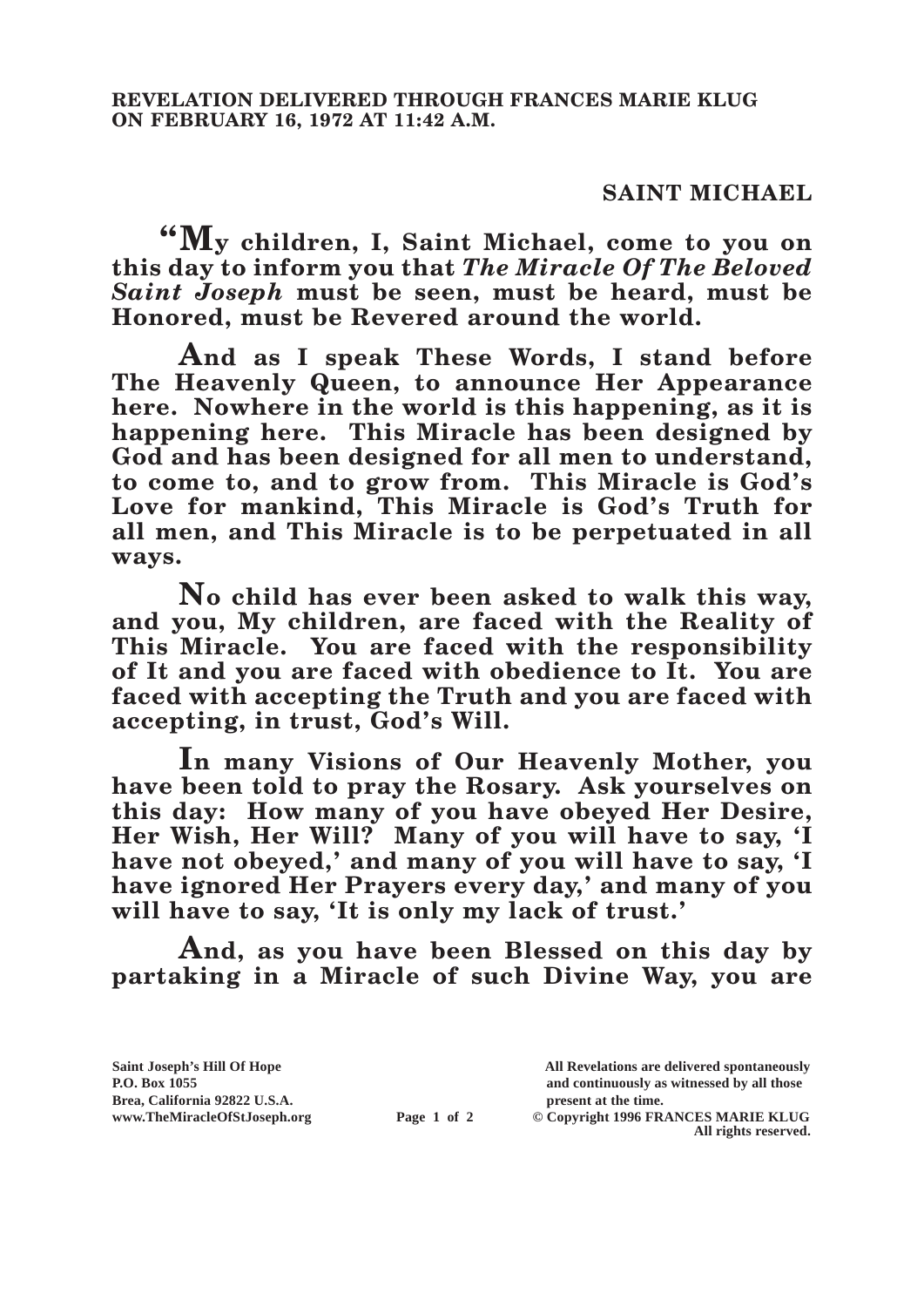**REVELATION DELIVERED THROUGH FRANCES MARIE KLUG ON FEBRUARY 16, 1972 AT 11:42 A.M.**

**SAINT MICHAEL**

**"My children, I, Saint Michael, come to you on this day to inform you that *The Miracle Of The Beloved Saint Joseph* must be seen, must be heard, must be Honored, must be Revered around the world.**

**And as I speak These Words, I stand before The Heavenly Queen, to announce Her Appearance here. Nowhere in the world is this happening, as it is happening here. This Miracle has been designed by God and has been designed for all men to understand, to come to, and to grow from. This Miracle is God's Love for mankind, This Miracle is God's Truth for all men, and This Miracle is to be perpetuated in all ways.**

**No child has ever been asked to walk this way, and you, My children, are faced with the Reality of This Miracle. You are faced with the responsibility of It and you are faced with obedience to It. You are faced with accepting the Truth and you are faced with accepting, in trust, God's Will.**

**In many Visions of Our Heavenly Mother, you have been told to pray the Rosary. Ask yourselves on this day: How many of you have obeyed Her Desire, Her Wish, Her Will? Many of you will have to say, 'I have not obeyed,' and many of you will have to say, 'I have ignored Her Prayers every day,' and many of you will have to say, 'It is only my lack of trust.'**

**And, as you have been Blessed on this day by partaking in a Miracle of such Divine Way, you are**

**Saint Joseph's Hill Of Hope**
**P.O. Box 1055**
**Brea, California 92822 U.S.A.**
**www.TheMiracleOfStJoseph.org**

**All Revelations are delivered spontaneously and continuously as witnessed by all those present at the time.**
**© Copyright 1996 FRANCES MARIE KLUG**
**All rights reserved.**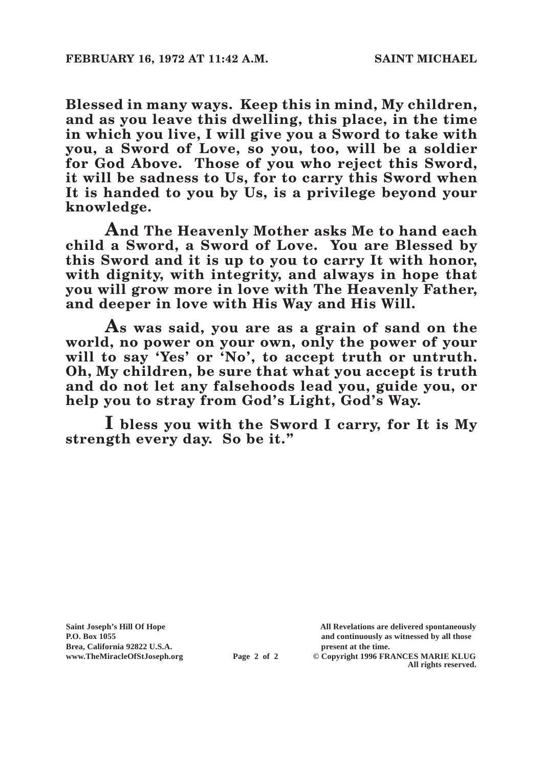**Blessed in many ways. Keep this in mind, My children, and as you leave this dwelling, this place, in the time in which you live, I will give you a Sword to take with you, a Sword of Love, so you, too, will be a soldier for God Above. Those of you who reject this Sword, it will be sadness to Us, for to carry this Sword when It is handed to you by Us, is a privilege beyond your knowledge.**

**And The Heavenly Mother asks Me to hand each child a Sword, a Sword of Love. You are Blessed by this Sword and it is up to you to carry It with honor, with dignity, with integrity, and always in hope that you will grow more in love with The Heavenly Father, and deeper in love with His Way and His Will.**

**As was said, you are as a grain of sand on the world, no power on your own, only the power of your will to say 'Yes' or 'No', to accept truth or untruth. Oh, My children, be sure that what you accept is truth and do not let any falsehoods lead you, guide you, or help you to stray from God's Light, God's Way.**

**I bless you with the Sword I carry, for It is My strength every day. So be it."**

**Saint Joseph's Hill Of Hope**
**P.O. Box 1055**
**Brea, California 92822 U.S.A.**
**www.TheMiracleOfStJoseph.org**

**All Revelations are delivered spontaneously and continuously as witnessed by all those present at the time.**
**© Copyright 1996 FRANCES MARIE KLUG**
**All rights reserved.**